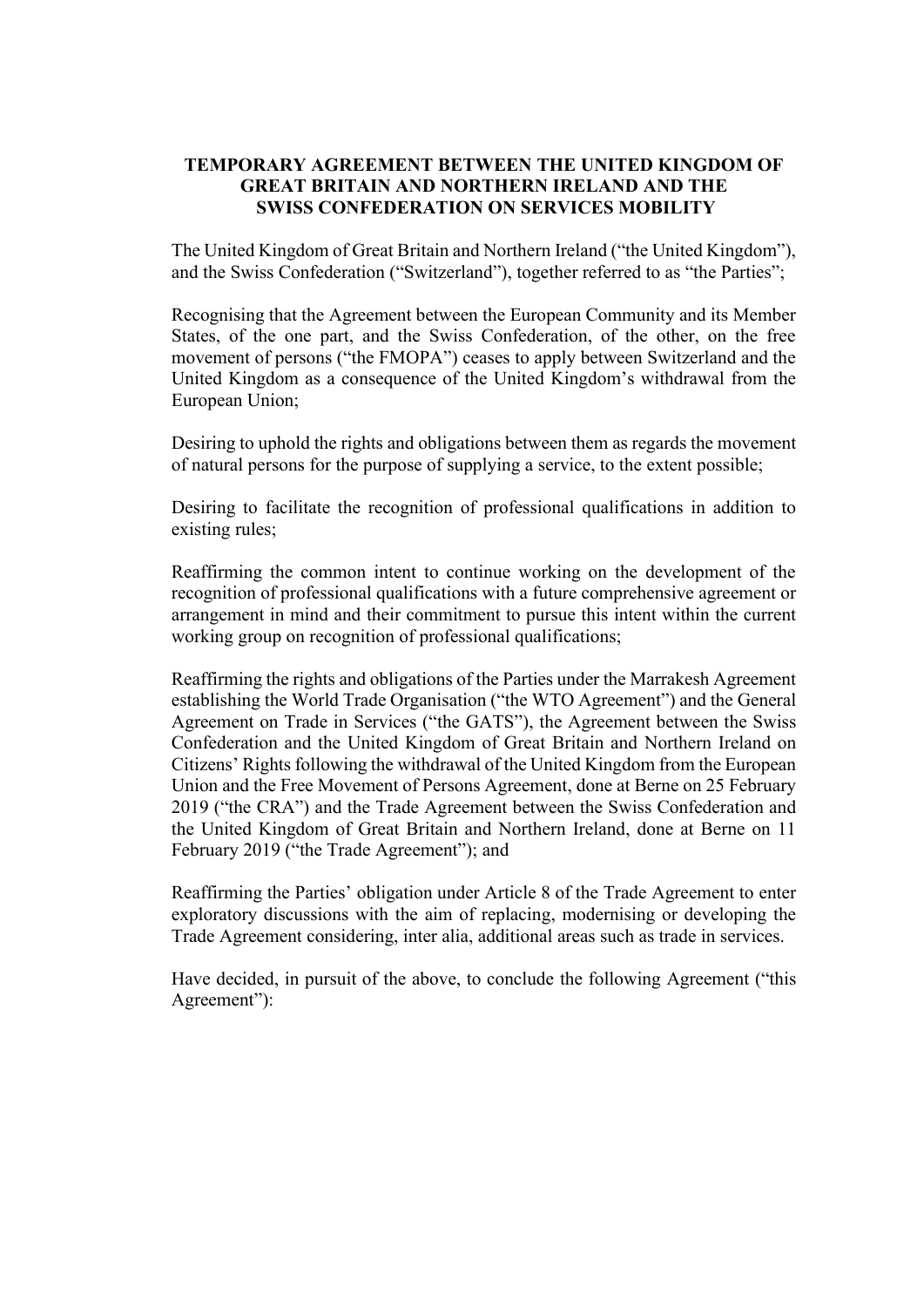# TEMPORARY AGREEMENT BETWEEN THE UNITED KINGDOM OF GREAT BRITAIN AND NORTHERN IRELAND AND THE SWISS CONFEDERATION ON SERVICES MOBILITY

The United Kingdom of Great Britain and Northern Ireland ("the United Kingdom"), and the Swiss Confederation ("Switzerland"), together referred to as "the Parties";

Recognising that the Agreement between the European Community and its Member States, of the one part, and the Swiss Confederation, of the other, on the free movement of persons ("the FMOPA") ceases to apply between Switzerland and the United Kingdom as a consequence of the United Kingdom's withdrawal from the European Union;

Desiring to uphold the rights and obligations between them as regards the movement of natural persons for the purpose of supplying a service, to the extent possible;

Desiring to facilitate the recognition of professional qualifications in addition to existing rules;

Reaffirming the common intent to continue working on the development of the recognition of professional qualifications with a future comprehensive agreement or arrangement in mind and their commitment to pursue this intent within the current working group on recognition of professional qualifications;

Reaffirming the rights and obligations of the Parties under the Marrakesh Agreement establishing the World Trade Organisation ("the WTO Agreement") and the General Agreement on Trade in Services ("the GATS"), the Agreement between the Swiss Confederation and the United Kingdom of Great Britain and Northern Ireland on Citizens' Rights following the withdrawal of the United Kingdom from the European Union and the Free Movement of Persons Agreement, done at Berne on 25 February 2019 ("the CRA") and the Trade Agreement between the Swiss Confederation and the United Kingdom of Great Britain and Northern Ireland, done at Berne on 11 February 2019 ("the Trade Agreement"); and

Reaffirming the Parties' obligation under Article 8 of the Trade Agreement to enter exploratory discussions with the aim of replacing, modernising or developing the Trade Agreement considering, inter alia, additional areas such as trade in services.

Have decided, in pursuit of the above, to conclude the following Agreement ("this Agreement"):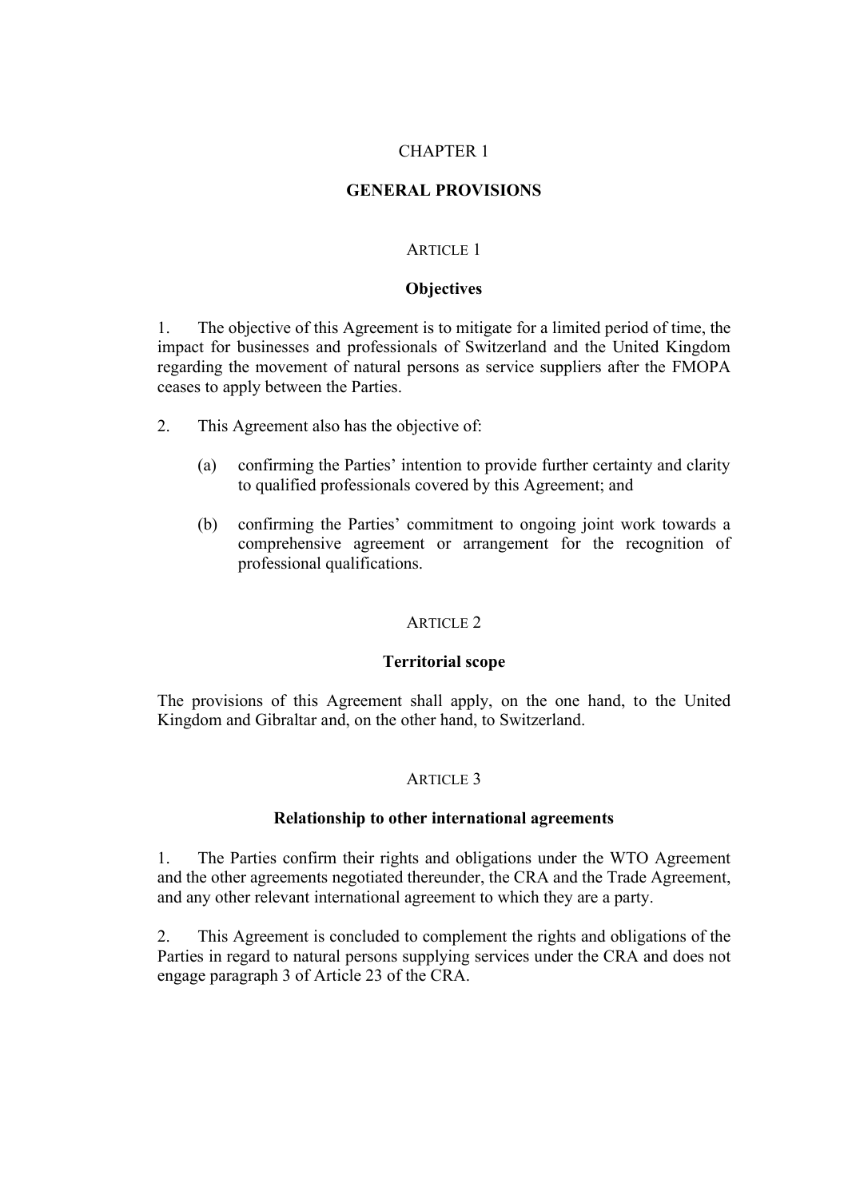# CHAPTER 1

## GENERAL PROVISIONS

### ARTICLE 1

### Objectives

1. The objective of this Agreement is to mitigate for a limited period of time, the impact for businesses and professionals of Switzerland and the United Kingdom regarding the movement of natural persons as service suppliers after the FMOPA ceases to apply between the Parties.

2. This Agreement also has the objective of:

   (a) confirming the Parties' intention to provide further certainty and clarity to qualified professionals covered by this Agreement; and

   (b) confirming the Parties' commitment to ongoing joint work towards a comprehensive agreement or arrangement for the recognition of professional qualifications.

### ARTICLE 2

### Territorial scope

The provisions of this Agreement shall apply, on the one hand, to the United Kingdom and Gibraltar and, on the other hand, to Switzerland.

### ARTICLE 3

### Relationship to other international agreements

1. The Parties confirm their rights and obligations under the WTO Agreement and the other agreements negotiated thereunder, the CRA and the Trade Agreement, and any other relevant international agreement to which they are a party.

2. This Agreement is concluded to complement the rights and obligations of the Parties in regard to natural persons supplying services under the CRA and does not engage paragraph 3 of Article 23 of the CRA.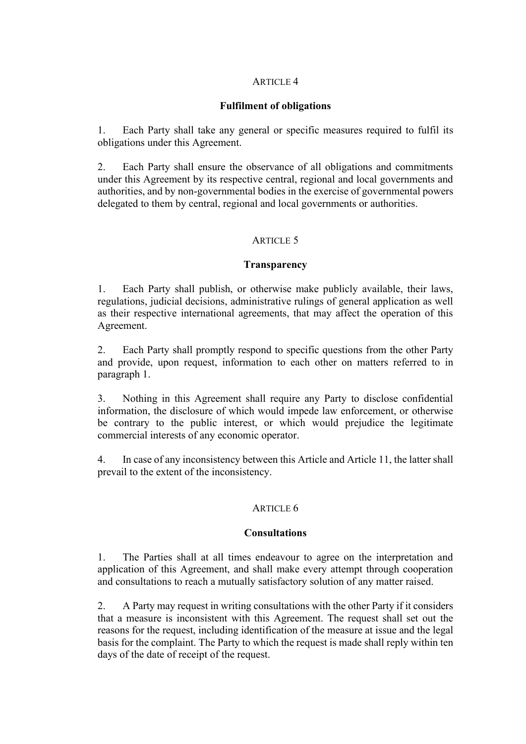## ARTICLE 4

### Fulfilment of obligations

1. Each Party shall take any general or specific measures required to fulfil its obligations under this Agreement.

2. Each Party shall ensure the observance of all obligations and commitments under this Agreement by its respective central, regional and local governments and authorities, and by non-governmental bodies in the exercise of governmental powers delegated to them by central, regional and local governments or authorities.

## ARTICLE 5

### Transparency

1. Each Party shall publish, or otherwise make publicly available, their laws, regulations, judicial decisions, administrative rulings of general application as well as their respective international agreements, that may affect the operation of this Agreement.

2. Each Party shall promptly respond to specific questions from the other Party and provide, upon request, information to each other on matters referred to in paragraph 1.

3. Nothing in this Agreement shall require any Party to disclose confidential information, the disclosure of which would impede law enforcement, or otherwise be contrary to the public interest, or which would prejudice the legitimate commercial interests of any economic operator.

4. In case of any inconsistency between this Article and Article 11, the latter shall prevail to the extent of the inconsistency.

## ARTICLE 6

### Consultations

1. The Parties shall at all times endeavour to agree on the interpretation and application of this Agreement, and shall make every attempt through cooperation and consultations to reach a mutually satisfactory solution of any matter raised.

2. A Party may request in writing consultations with the other Party if it considers that a measure is inconsistent with this Agreement. The request shall set out the reasons for the request, including identification of the measure at issue and the legal basis for the complaint. The Party to which the request is made shall reply within ten days of the date of receipt of the request.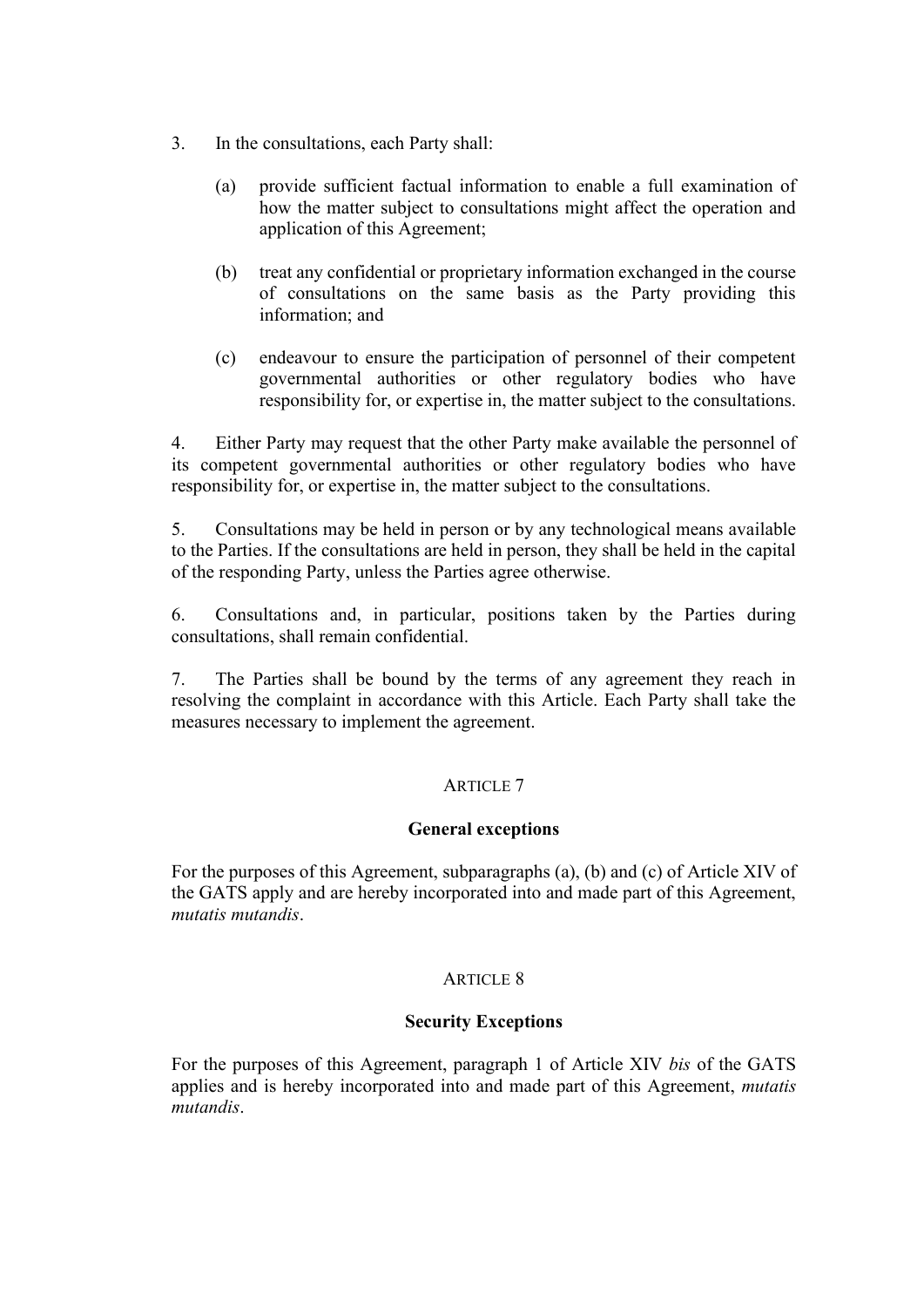3. In the consultations, each Party shall:

(a) provide sufficient factual information to enable a full examination of how the matter subject to consultations might affect the operation and application of this Agreement;

(b) treat any confidential or proprietary information exchanged in the course of consultations on the same basis as the Party providing this information; and

(c) endeavour to ensure the participation of personnel of their competent governmental authorities or other regulatory bodies who have responsibility for, or expertise in, the matter subject to the consultations.

4. Either Party may request that the other Party make available the personnel of its competent governmental authorities or other regulatory bodies who have responsibility for, or expertise in, the matter subject to the consultations.

5. Consultations may be held in person or by any technological means available to the Parties. If the consultations are held in person, they shall be held in the capital of the responding Party, unless the Parties agree otherwise.

6. Consultations and, in particular, positions taken by the Parties during consultations, shall remain confidential.

7. The Parties shall be bound by the terms of any agreement they reach in resolving the complaint in accordance with this Article. Each Party shall take the measures necessary to implement the agreement.

ARTICLE 7

**General exceptions**

For the purposes of this Agreement, subparagraphs (a), (b) and (c) of Article XIV of the GATS apply and are hereby incorporated into and made part of this Agreement, *mutatis mutandis*.

ARTICLE 8

**Security Exceptions**

For the purposes of this Agreement, paragraph 1 of Article XIV *bis* of the GATS applies and is hereby incorporated into and made part of this Agreement, *mutatis mutandis*.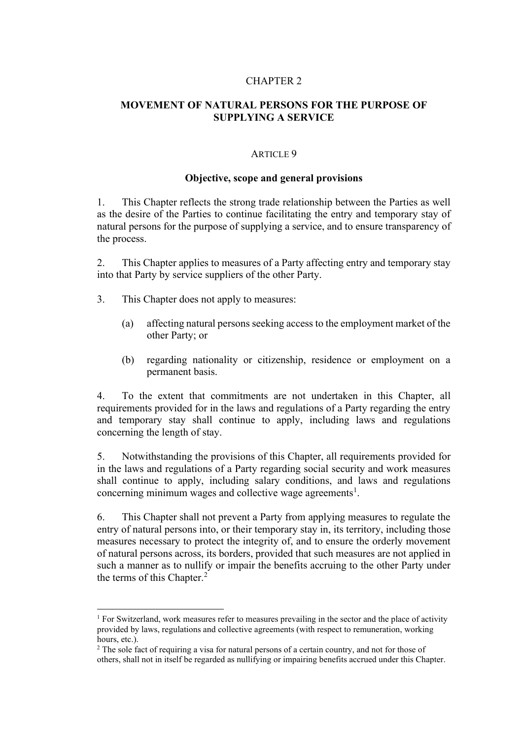# CHAPTER 2

## MOVEMENT OF NATURAL PERSONS FOR THE PURPOSE OF SUPPLYING A SERVICE

### ARTICLE 9

### Objective, scope and general provisions

1. This Chapter reflects the strong trade relationship between the Parties as well as the desire of the Parties to continue facilitating the entry and temporary stay of natural persons for the purpose of supplying a service, and to ensure transparency of the process.

2. This Chapter applies to measures of a Party affecting entry and temporary stay into that Party by service suppliers of the other Party.

3. This Chapter does not apply to measures:

   (a) affecting natural persons seeking access to the employment market of the other Party; or

   (b) regarding nationality or citizenship, residence or employment on a permanent basis.

4. To the extent that commitments are not undertaken in this Chapter, all requirements provided for in the laws and regulations of a Party regarding the entry and temporary stay shall continue to apply, including laws and regulations concerning the length of stay.

5. Notwithstanding the provisions of this Chapter, all requirements provided for in the laws and regulations of a Party regarding social security and work measures shall continue to apply, including salary conditions, and laws and regulations concerning minimum wages and collective wage agreements[1].

6. This Chapter shall not prevent a Party from applying measures to regulate the entry of natural persons into, or their temporary stay in, its territory, including those measures necessary to protect the integrity of, and to ensure the orderly movement of natural persons across, its borders, provided that such measures are not applied in such a manner as to nullify or impair the benefits accruing to the other Party under the terms of this Chapter.[2]

---

[1] For Switzerland, work measures refer to measures prevailing in the sector and the place of activity provided by laws, regulations and collective agreements (with respect to remuneration, working hours, etc.).

[2] The sole fact of requiring a visa for natural persons of a certain country, and not for those of others, shall not in itself be regarded as nullifying or impairing benefits accrued under this Chapter.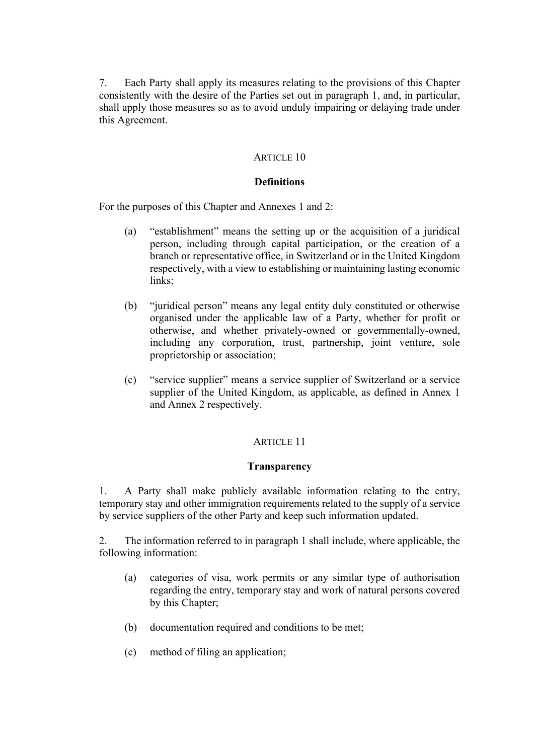7. Each Party shall apply its measures relating to the provisions of this Chapter consistently with the desire of the Parties set out in paragraph 1, and, in particular, shall apply those measures so as to avoid unduly impairing or delaying trade under this Agreement.

## ARTICLE 10

### Definitions

For the purposes of this Chapter and Annexes 1 and 2:

(a) "establishment" means the setting up or the acquisition of a juridical person, including through capital participation, or the creation of a branch or representative office, in Switzerland or in the United Kingdom respectively, with a view to establishing or maintaining lasting economic links;

(b) "juridical person" means any legal entity duly constituted or otherwise organised under the applicable law of a Party, whether for profit or otherwise, and whether privately-owned or governmentally-owned, including any corporation, trust, partnership, joint venture, sole proprietorship or association;

(c) "service supplier" means a service supplier of Switzerland or a service supplier of the United Kingdom, as applicable, as defined in Annex 1 and Annex 2 respectively.

## ARTICLE 11

### Transparency

1. A Party shall make publicly available information relating to the entry, temporary stay and other immigration requirements related to the supply of a service by service suppliers of the other Party and keep such information updated.

2. The information referred to in paragraph 1 shall include, where applicable, the following information:

(a) categories of visa, work permits or any similar type of authorisation regarding the entry, temporary stay and work of natural persons covered by this Chapter;

(b) documentation required and conditions to be met;

(c) method of filing an application;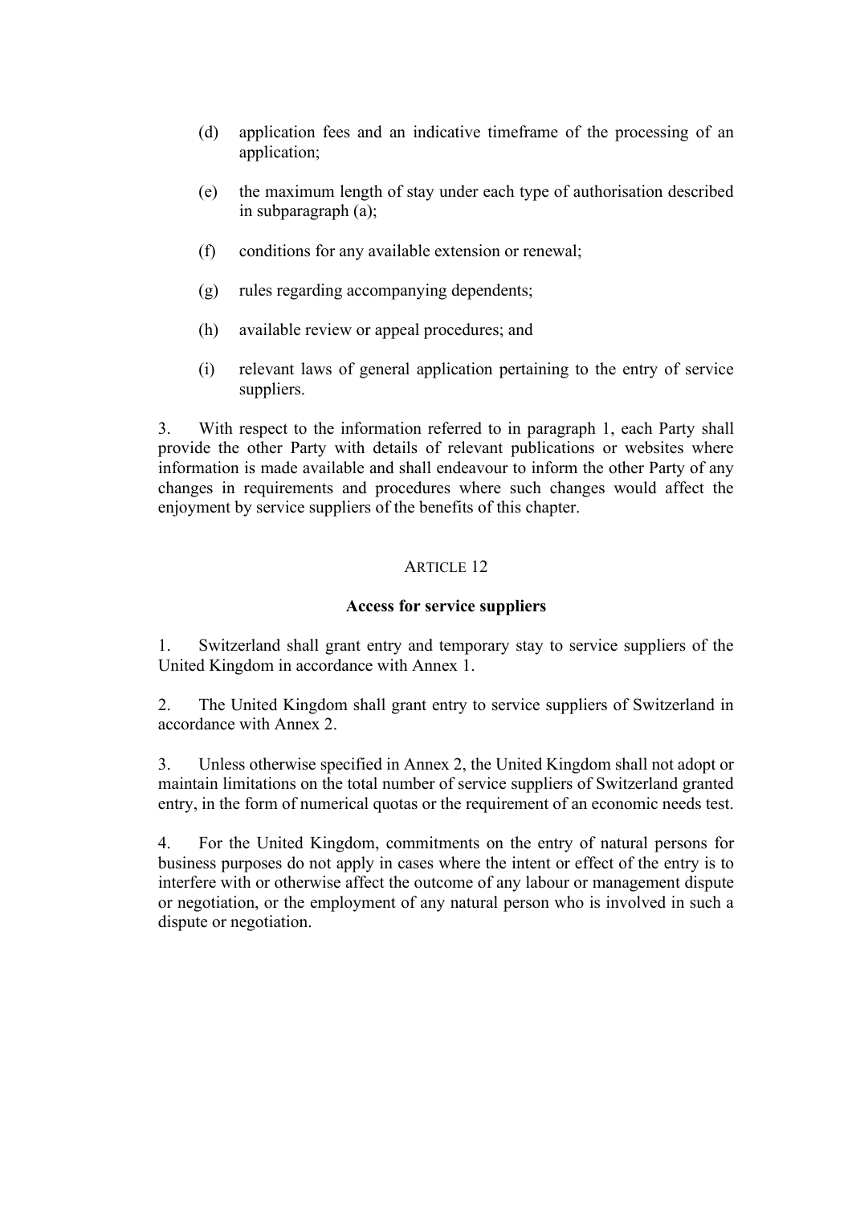(d) application fees and an indicative timeframe of the processing of an application;

(e) the maximum length of stay under each type of authorisation described in subparagraph (a);

(f) conditions for any available extension or renewal;

(g) rules regarding accompanying dependents;

(h) available review or appeal procedures; and

(i) relevant laws of general application pertaining to the entry of service suppliers.

3. With respect to the information referred to in paragraph 1, each Party shall provide the other Party with details of relevant publications or websites where information is made available and shall endeavour to inform the other Party of any changes in requirements and procedures where such changes would affect the enjoyment by service suppliers of the benefits of this chapter.

ARTICLE 12

**Access for service suppliers**

1. Switzerland shall grant entry and temporary stay to service suppliers of the United Kingdom in accordance with Annex 1.

2. The United Kingdom shall grant entry to service suppliers of Switzerland in accordance with Annex 2.

3. Unless otherwise specified in Annex 2, the United Kingdom shall not adopt or maintain limitations on the total number of service suppliers of Switzerland granted entry, in the form of numerical quotas or the requirement of an economic needs test.

4. For the United Kingdom, commitments on the entry of natural persons for business purposes do not apply in cases where the intent or effect of the entry is to interfere with or otherwise affect the outcome of any labour or management dispute or negotiation, or the employment of any natural person who is involved in such a dispute or negotiation.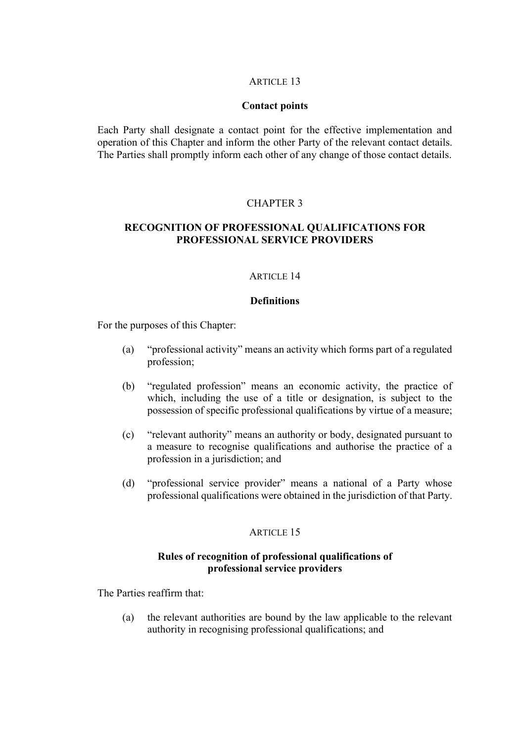ARTICLE 13

**Contact points**

Each Party shall designate a contact point for the effective implementation and operation of this Chapter and inform the other Party of the relevant contact details. The Parties shall promptly inform each other of any change of those contact details.

## CHAPTER 3

## RECOGNITION OF PROFESSIONAL QUALIFICATIONS FOR PROFESSIONAL SERVICE PROVIDERS

ARTICLE 14

**Definitions**

For the purposes of this Chapter:

(a) "professional activity" means an activity which forms part of a regulated profession;

(b) "regulated profession" means an economic activity, the practice of which, including the use of a title or designation, is subject to the possession of specific professional qualifications by virtue of a measure;

(c) "relevant authority" means an authority or body, designated pursuant to a measure to recognise qualifications and authorise the practice of a profession in a jurisdiction; and

(d) "professional service provider" means a national of a Party whose professional qualifications were obtained in the jurisdiction of that Party.

ARTICLE 15

**Rules of recognition of professional qualifications of professional service providers**

The Parties reaffirm that:

(a) the relevant authorities are bound by the law applicable to the relevant authority in recognising professional qualifications; and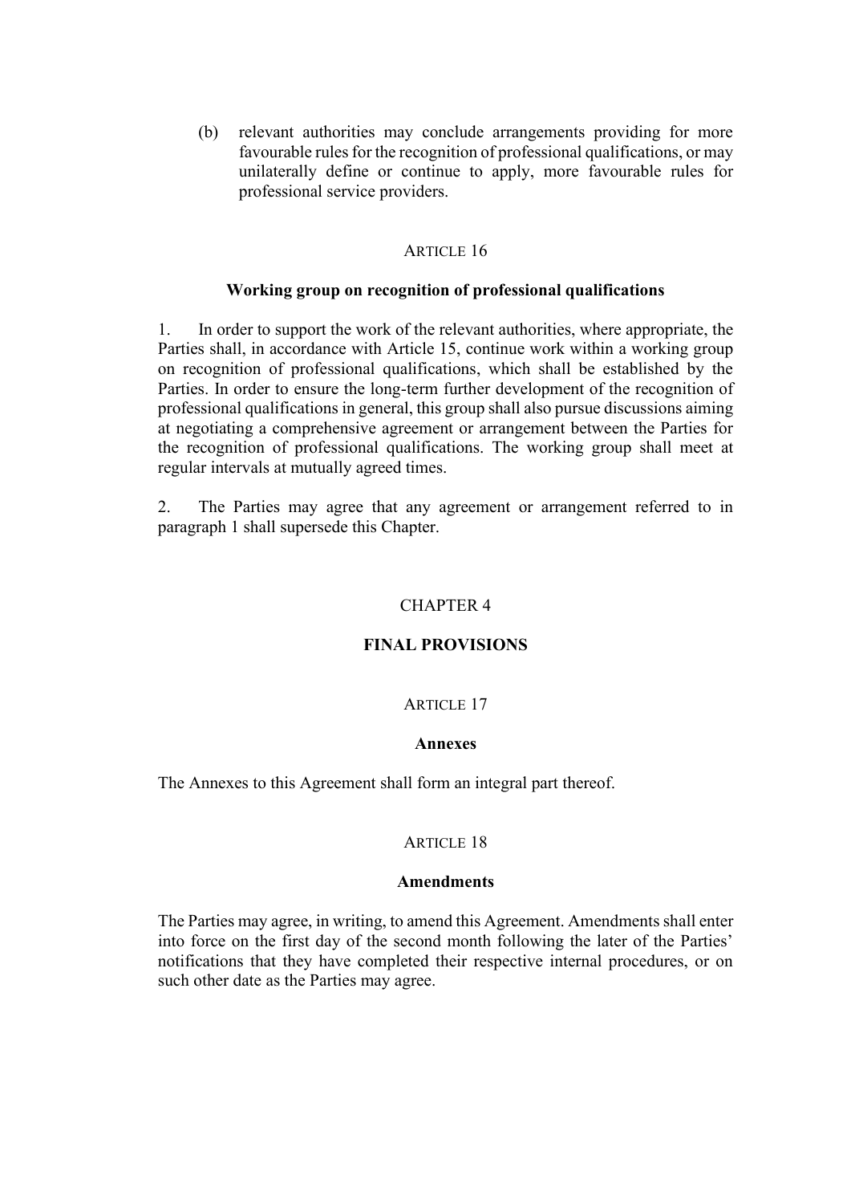(b) relevant authorities may conclude arrangements providing for more favourable rules for the recognition of professional qualifications, or may unilaterally define or continue to apply, more favourable rules for professional service providers.

ARTICLE 16

**Working group on recognition of professional qualifications**

1. In order to support the work of the relevant authorities, where appropriate, the Parties shall, in accordance with Article 15, continue work within a working group on recognition of professional qualifications, which shall be established by the Parties. In order to ensure the long-term further development of the recognition of professional qualifications in general, this group shall also pursue discussions aiming at negotiating a comprehensive agreement or arrangement between the Parties for the recognition of professional qualifications. The working group shall meet at regular intervals at mutually agreed times.

2. The Parties may agree that any agreement or arrangement referred to in paragraph 1 shall supersede this Chapter.

## CHAPTER 4

## FINAL PROVISIONS

ARTICLE 17

**Annexes**

The Annexes to this Agreement shall form an integral part thereof.

ARTICLE 18

**Amendments**

The Parties may agree, in writing, to amend this Agreement. Amendments shall enter into force on the first day of the second month following the later of the Parties' notifications that they have completed their respective internal procedures, or on such other date as the Parties may agree.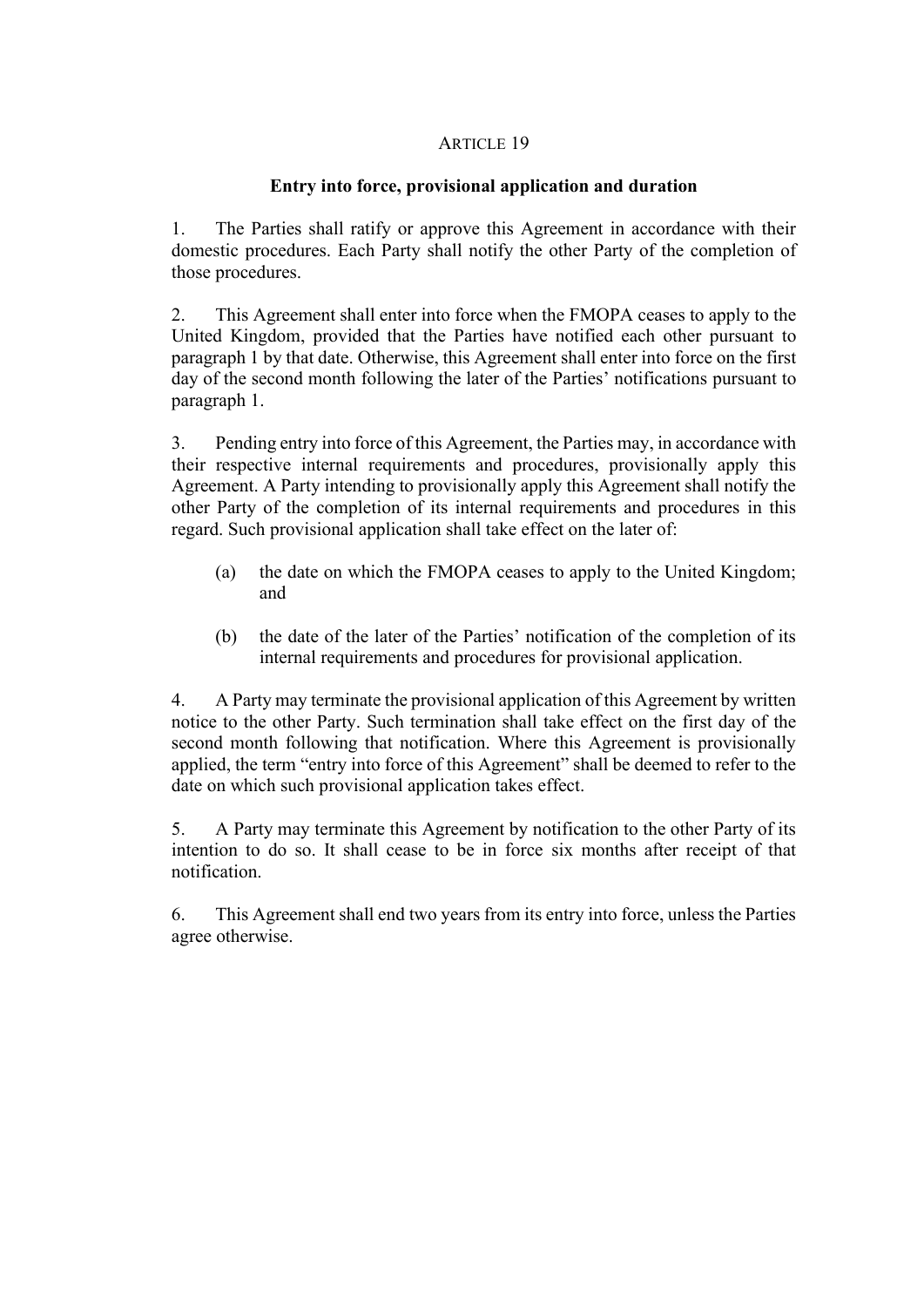ARTICLE 19

**Entry into force, provisional application and duration**

1. The Parties shall ratify or approve this Agreement in accordance with their domestic procedures. Each Party shall notify the other Party of the completion of those procedures.

2. This Agreement shall enter into force when the FMOPA ceases to apply to the United Kingdom, provided that the Parties have notified each other pursuant to paragraph 1 by that date. Otherwise, this Agreement shall enter into force on the first day of the second month following the later of the Parties' notifications pursuant to paragraph 1.

3. Pending entry into force of this Agreement, the Parties may, in accordance with their respective internal requirements and procedures, provisionally apply this Agreement. A Party intending to provisionally apply this Agreement shall notify the other Party of the completion of its internal requirements and procedures in this regard. Such provisional application shall take effect on the later of:

   (a) the date on which the FMOPA ceases to apply to the United Kingdom; and

   (b) the date of the later of the Parties' notification of the completion of its internal requirements and procedures for provisional application.

4. A Party may terminate the provisional application of this Agreement by written notice to the other Party. Such termination shall take effect on the first day of the second month following that notification. Where this Agreement is provisionally applied, the term "entry into force of this Agreement" shall be deemed to refer to the date on which such provisional application takes effect.

5. A Party may terminate this Agreement by notification to the other Party of its intention to do so. It shall cease to be in force six months after receipt of that notification.

6. This Agreement shall end two years from its entry into force, unless the Parties agree otherwise.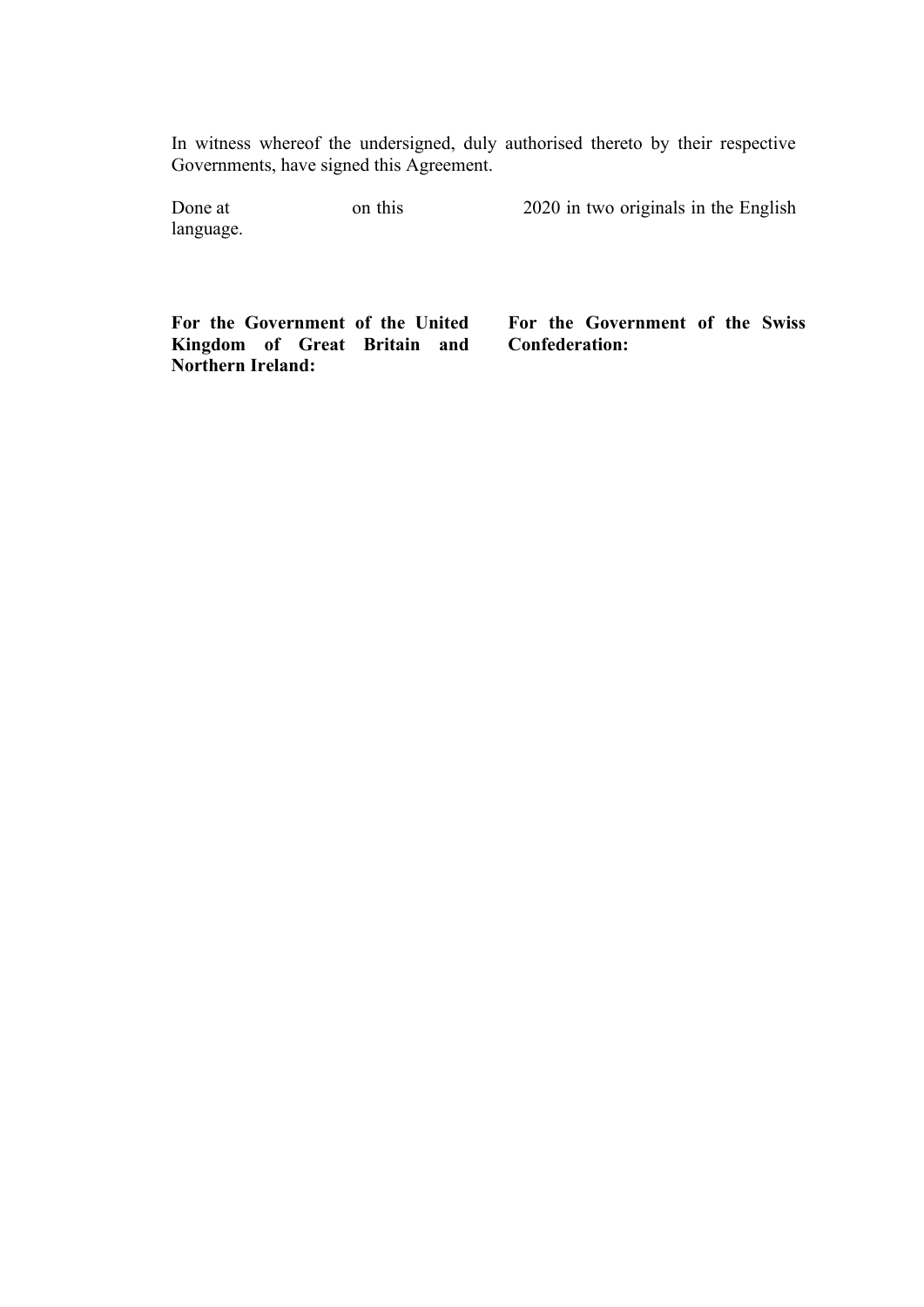In witness whereof the undersigned, duly authorised thereto by their respective Governments, have signed this Agreement.

Done at on this 2020 in two originals in the English language.

| **For the Government of the United Kingdom of Great Britain and Northern Ireland:** | **For the Government of the Swiss Confederation:** |
|---|---|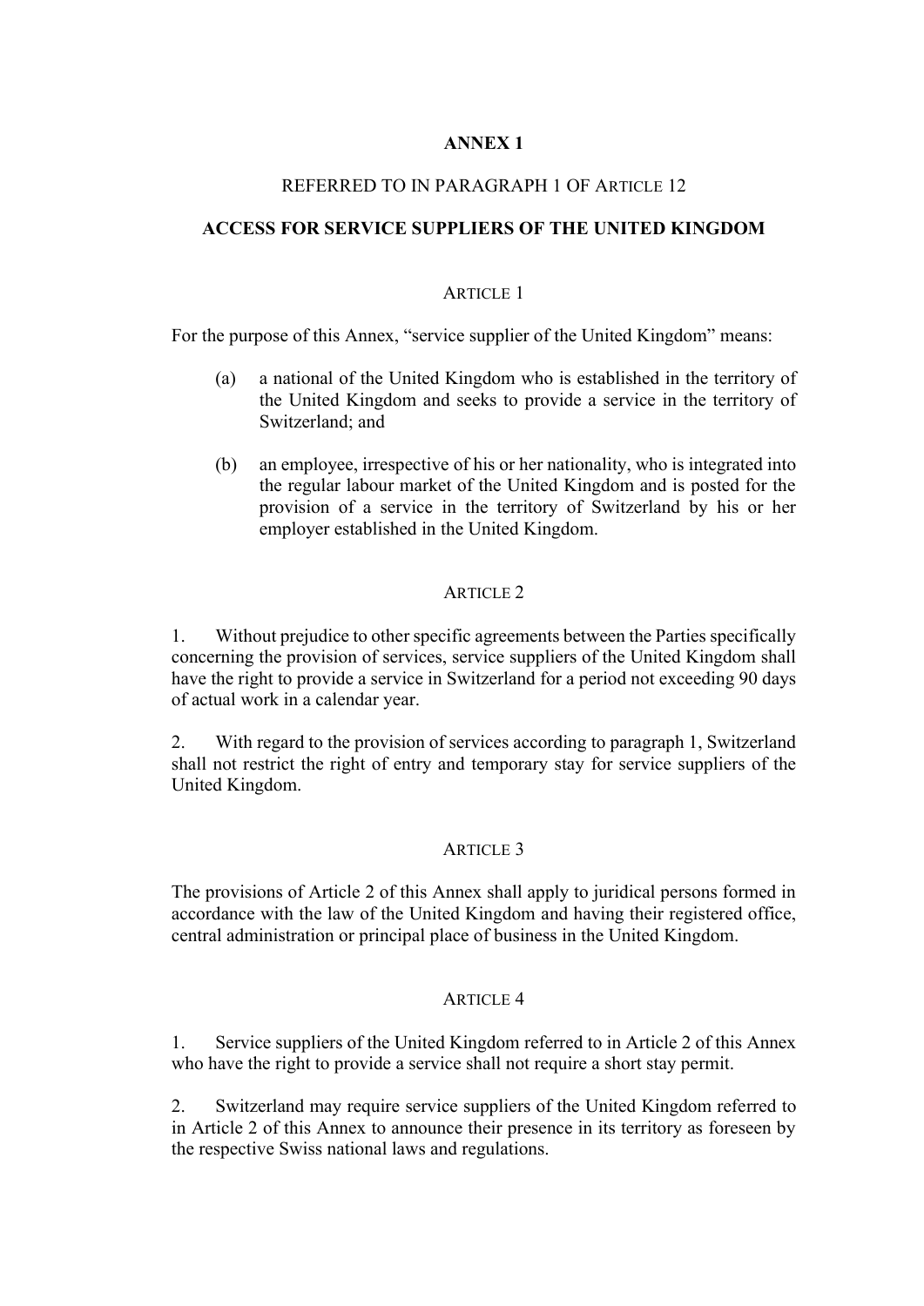# ANNEX 1

REFERRED TO IN PARAGRAPH 1 OF ARTICLE 12

## ACCESS FOR SERVICE SUPPLIERS OF THE UNITED KINGDOM

### ARTICLE 1

For the purpose of this Annex, "service supplier of the United Kingdom" means:

(a) a national of the United Kingdom who is established in the territory of the United Kingdom and seeks to provide a service in the territory of Switzerland; and

(b) an employee, irrespective of his or her nationality, who is integrated into the regular labour market of the United Kingdom and is posted for the provision of a service in the territory of Switzerland by his or her employer established in the United Kingdom.

### ARTICLE 2

1. Without prejudice to other specific agreements between the Parties specifically concerning the provision of services, service suppliers of the United Kingdom shall have the right to provide a service in Switzerland for a period not exceeding 90 days of actual work in a calendar year.

2. With regard to the provision of services according to paragraph 1, Switzerland shall not restrict the right of entry and temporary stay for service suppliers of the United Kingdom.

### ARTICLE 3

The provisions of Article 2 of this Annex shall apply to juridical persons formed in accordance with the law of the United Kingdom and having their registered office, central administration or principal place of business in the United Kingdom.

### ARTICLE 4

1. Service suppliers of the United Kingdom referred to in Article 2 of this Annex who have the right to provide a service shall not require a short stay permit.

2. Switzerland may require service suppliers of the United Kingdom referred to in Article 2 of this Annex to announce their presence in its territory as foreseen by the respective Swiss national laws and regulations.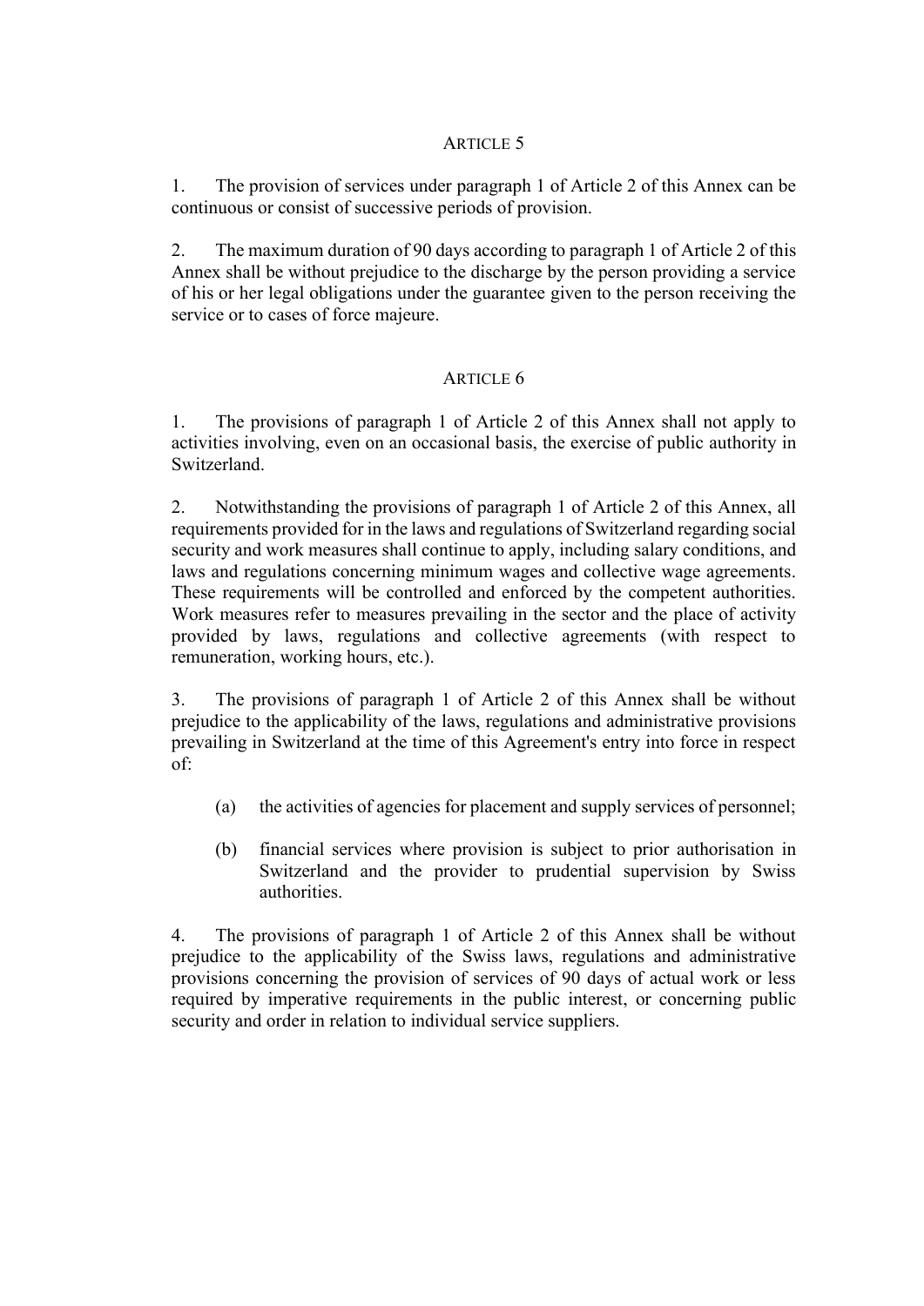## ARTICLE 5

1. The provision of services under paragraph 1 of Article 2 of this Annex can be continuous or consist of successive periods of provision.

2. The maximum duration of 90 days according to paragraph 1 of Article 2 of this Annex shall be without prejudice to the discharge by the person providing a service of his or her legal obligations under the guarantee given to the person receiving the service or to cases of force majeure.

## ARTICLE 6

1. The provisions of paragraph 1 of Article 2 of this Annex shall not apply to activities involving, even on an occasional basis, the exercise of public authority in Switzerland.

2. Notwithstanding the provisions of paragraph 1 of Article 2 of this Annex, all requirements provided for in the laws and regulations of Switzerland regarding social security and work measures shall continue to apply, including salary conditions, and laws and regulations concerning minimum wages and collective wage agreements. These requirements will be controlled and enforced by the competent authorities. Work measures refer to measures prevailing in the sector and the place of activity provided by laws, regulations and collective agreements (with respect to remuneration, working hours, etc.).

3. The provisions of paragraph 1 of Article 2 of this Annex shall be without prejudice to the applicability of the laws, regulations and administrative provisions prevailing in Switzerland at the time of this Agreement's entry into force in respect of:

   (a) the activities of agencies for placement and supply services of personnel;

   (b) financial services where provision is subject to prior authorisation in Switzerland and the provider to prudential supervision by Swiss authorities.

4. The provisions of paragraph 1 of Article 2 of this Annex shall be without prejudice to the applicability of the Swiss laws, regulations and administrative provisions concerning the provision of services of 90 days of actual work or less required by imperative requirements in the public interest, or concerning public security and order in relation to individual service suppliers.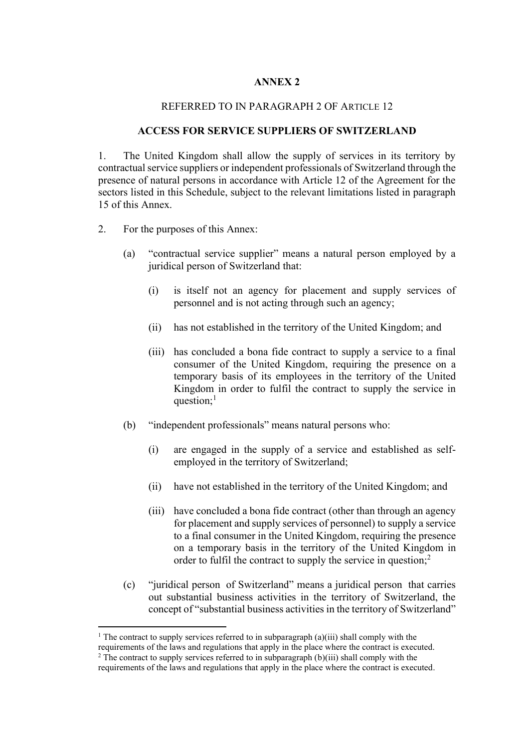# ANNEX 2

REFERRED TO IN PARAGRAPH 2 OF ARTICLE 12

## ACCESS FOR SERVICE SUPPLIERS OF SWITZERLAND

1. The United Kingdom shall allow the supply of services in its territory by contractual service suppliers or independent professionals of Switzerland through the presence of natural persons in accordance with Article 12 of the Agreement for the sectors listed in this Schedule, subject to the relevant limitations listed in paragraph 15 of this Annex.

2. For the purposes of this Annex:

   (a) "contractual service supplier" means a natural person employed by a juridical person of Switzerland that:

      (i) is itself not an agency for placement and supply services of personnel and is not acting through such an agency;

      (ii) has not established in the territory of the United Kingdom; and

      (iii) has concluded a bona fide contract to supply a service to a final consumer of the United Kingdom, requiring the presence on a temporary basis of its employees in the territory of the United Kingdom in order to fulfil the contract to supply the service in question;[1]

   (b) "independent professionals" means natural persons who:

      (i) are engaged in the supply of a service and established as self-employed in the territory of Switzerland;

      (ii) have not established in the territory of the United Kingdom; and

      (iii) have concluded a bona fide contract (other than through an agency for placement and supply services of personnel) to supply a service to a final consumer in the United Kingdom, requiring the presence on a temporary basis in the territory of the United Kingdom in order to fulfil the contract to supply the service in question;[2]

   (c) "juridical person of Switzerland" means a juridical person that carries out substantial business activities in the territory of Switzerland, the concept of "substantial business activities in the territory of Switzerland"

---

[1] The contract to supply services referred to in subparagraph (a)(iii) shall comply with the requirements of the laws and regulations that apply in the place where the contract is executed.

[2] The contract to supply services referred to in subparagraph (b)(iii) shall comply with the requirements of the laws and regulations that apply in the place where the contract is executed.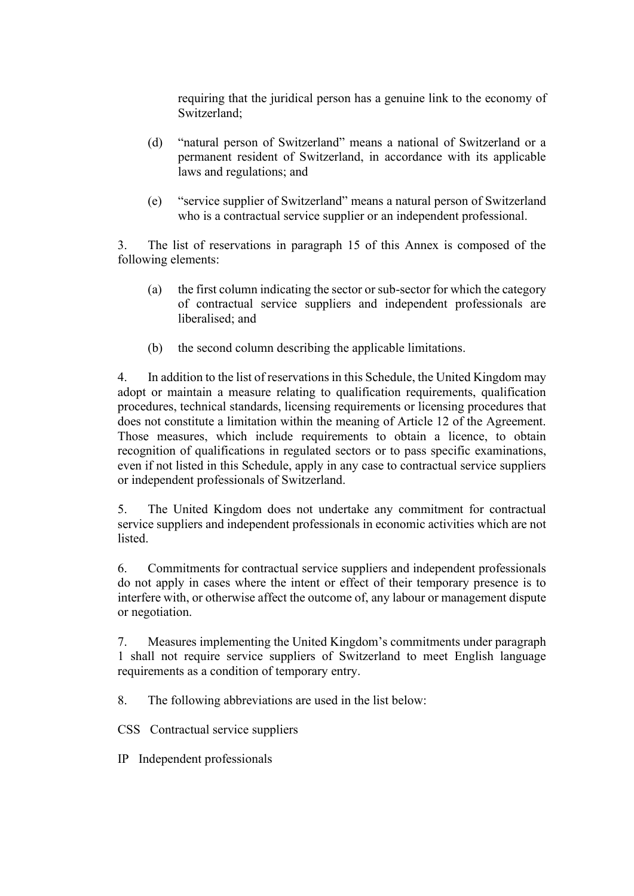requiring that the juridical person has a genuine link to the economy of Switzerland;

(d) "natural person of Switzerland" means a national of Switzerland or a permanent resident of Switzerland, in accordance with its applicable laws and regulations; and

(e) "service supplier of Switzerland" means a natural person of Switzerland who is a contractual service supplier or an independent professional.

3. The list of reservations in paragraph 15 of this Annex is composed of the following elements:

(a) the first column indicating the sector or sub-sector for which the category of contractual service suppliers and independent professionals are liberalised; and

(b) the second column describing the applicable limitations.

4. In addition to the list of reservations in this Schedule, the United Kingdom may adopt or maintain a measure relating to qualification requirements, qualification procedures, technical standards, licensing requirements or licensing procedures that does not constitute a limitation within the meaning of Article 12 of the Agreement. Those measures, which include requirements to obtain a licence, to obtain recognition of qualifications in regulated sectors or to pass specific examinations, even if not listed in this Schedule, apply in any case to contractual service suppliers or independent professionals of Switzerland.

5. The United Kingdom does not undertake any commitment for contractual service suppliers and independent professionals in economic activities which are not listed.

6. Commitments for contractual service suppliers and independent professionals do not apply in cases where the intent or effect of their temporary presence is to interfere with, or otherwise affect the outcome of, any labour or management dispute or negotiation.

7. Measures implementing the United Kingdom's commitments under paragraph 1 shall not require service suppliers of Switzerland to meet English language requirements as a condition of temporary entry.

8. The following abbreviations are used in the list below:

CSS Contractual service suppliers

IP Independent professionals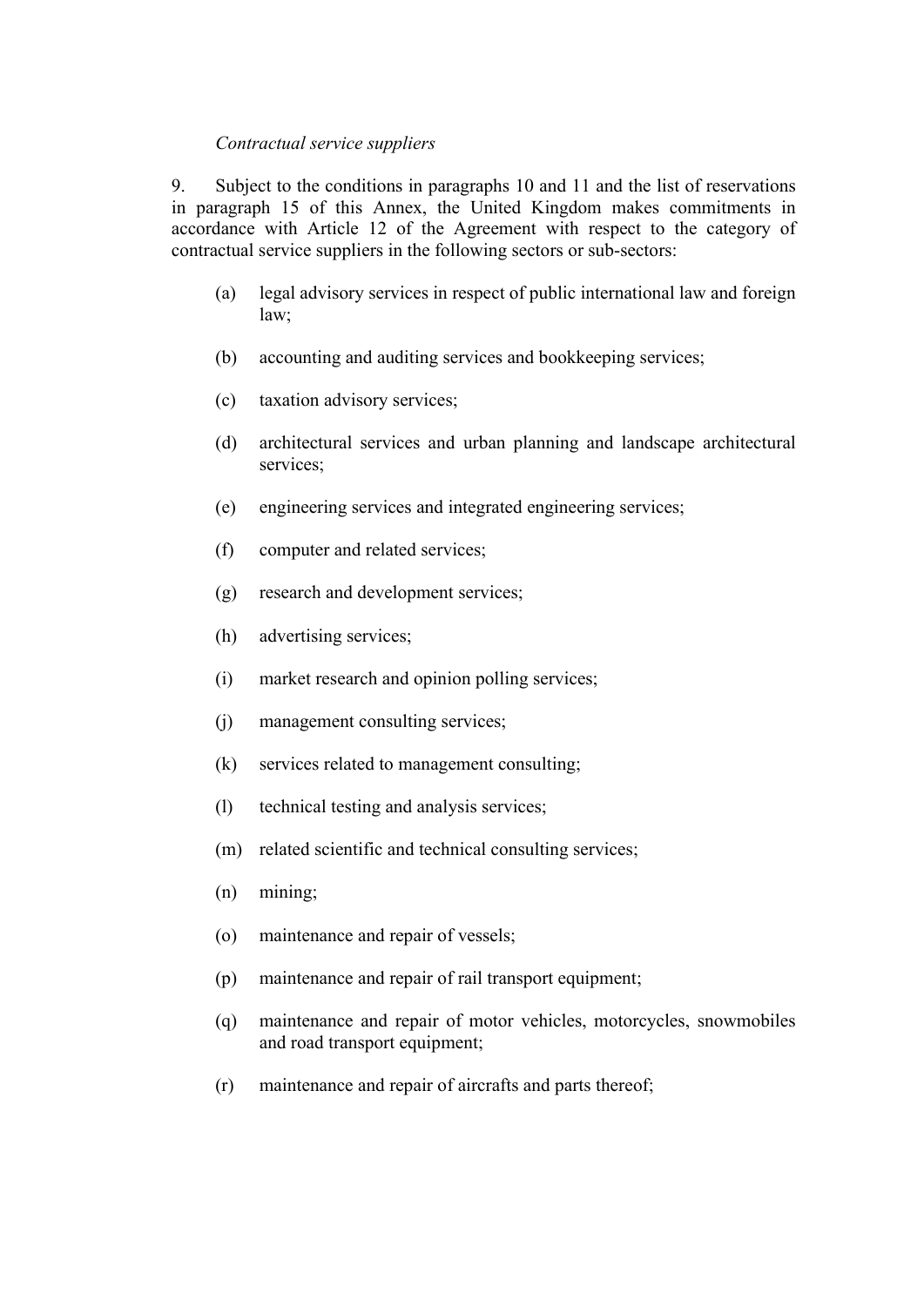*Contractual service suppliers*

9. Subject to the conditions in paragraphs 10 and 11 and the list of reservations in paragraph 15 of this Annex, the United Kingdom makes commitments in accordance with Article 12 of the Agreement with respect to the category of contractual service suppliers in the following sectors or sub-sectors:

(a) legal advisory services in respect of public international law and foreign law;

(b) accounting and auditing services and bookkeeping services;

(c) taxation advisory services;

(d) architectural services and urban planning and landscape architectural services;

(e) engineering services and integrated engineering services;

(f) computer and related services;

(g) research and development services;

(h) advertising services;

(i) market research and opinion polling services;

(j) management consulting services;

(k) services related to management consulting;

(l) technical testing and analysis services;

(m) related scientific and technical consulting services;

(n) mining;

(o) maintenance and repair of vessels;

(p) maintenance and repair of rail transport equipment;

(q) maintenance and repair of motor vehicles, motorcycles, snowmobiles and road transport equipment;

(r) maintenance and repair of aircrafts and parts thereof;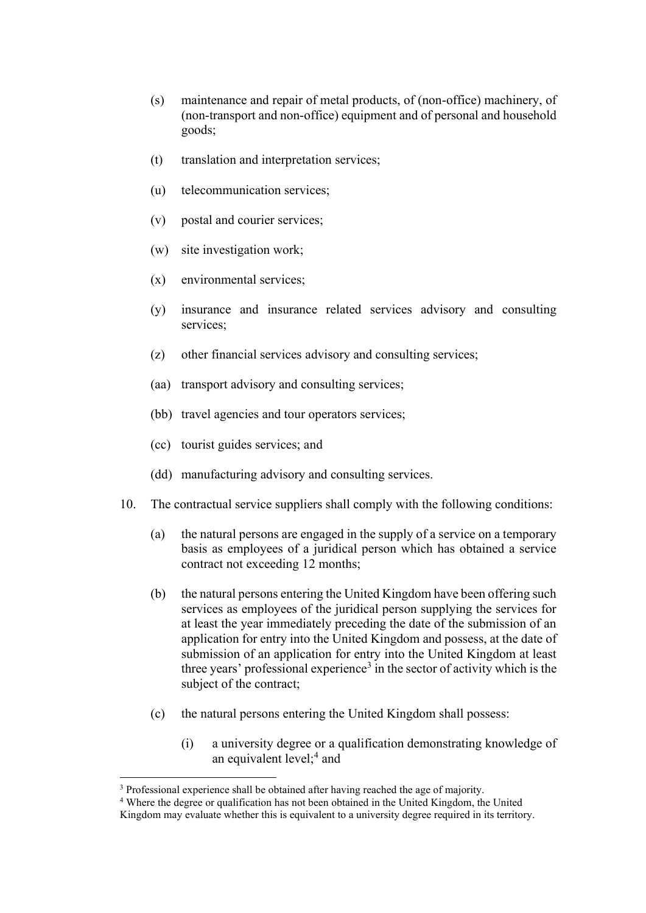(s) maintenance and repair of metal products, of (non-office) machinery, of (non-transport and non-office) equipment and of personal and household goods;

(t) translation and interpretation services;

(u) telecommunication services;

(v) postal and courier services;

(w) site investigation work;

(x) environmental services;

(y) insurance and insurance related services advisory and consulting services;

(z) other financial services advisory and consulting services;

(aa) transport advisory and consulting services;

(bb) travel agencies and tour operators services;

(cc) tourist guides services; and

(dd) manufacturing advisory and consulting services.

10. The contractual service suppliers shall comply with the following conditions:

(a) the natural persons are engaged in the supply of a service on a temporary basis as employees of a juridical person which has obtained a service contract not exceeding 12 months;

(b) the natural persons entering the United Kingdom have been offering such services as employees of the juridical person supplying the services for at least the year immediately preceding the date of the submission of an application for entry into the United Kingdom and possess, at the date of submission of an application for entry into the United Kingdom at least three years' professional experience[3] in the sector of activity which is the subject of the contract;

(c) the natural persons entering the United Kingdom shall possess:

(i) a university degree or a qualification demonstrating knowledge of an equivalent level;[4] and

[3] Professional experience shall be obtained after having reached the age of majority.

[4] Where the degree or qualification has not been obtained in the United Kingdom, the United Kingdom may evaluate whether this is equivalent to a university degree required in its territory.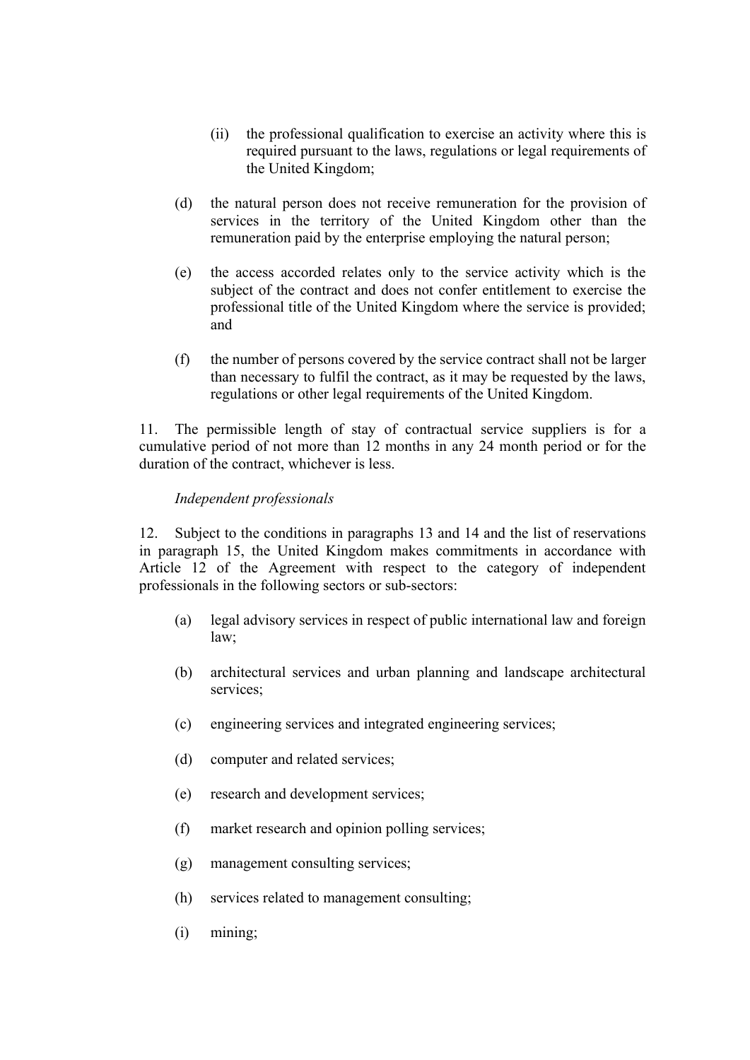(ii) the professional qualification to exercise an activity where this is required pursuant to the laws, regulations or legal requirements of the United Kingdom;

(d) the natural person does not receive remuneration for the provision of services in the territory of the United Kingdom other than the remuneration paid by the enterprise employing the natural person;

(e) the access accorded relates only to the service activity which is the subject of the contract and does not confer entitlement to exercise the professional title of the United Kingdom where the service is provided; and

(f) the number of persons covered by the service contract shall not be larger than necessary to fulfil the contract, as it may be requested by the laws, regulations or other legal requirements of the United Kingdom.

11. The permissible length of stay of contractual service suppliers is for a cumulative period of not more than 12 months in any 24 month period or for the duration of the contract, whichever is less.

*Independent professionals*

12. Subject to the conditions in paragraphs 13 and 14 and the list of reservations in paragraph 15, the United Kingdom makes commitments in accordance with Article 12 of the Agreement with respect to the category of independent professionals in the following sectors or sub-sectors:

(a) legal advisory services in respect of public international law and foreign law;

(b) architectural services and urban planning and landscape architectural services;

(c) engineering services and integrated engineering services;

(d) computer and related services;

(e) research and development services;

(f) market research and opinion polling services;

(g) management consulting services;

(h) services related to management consulting;

(i) mining;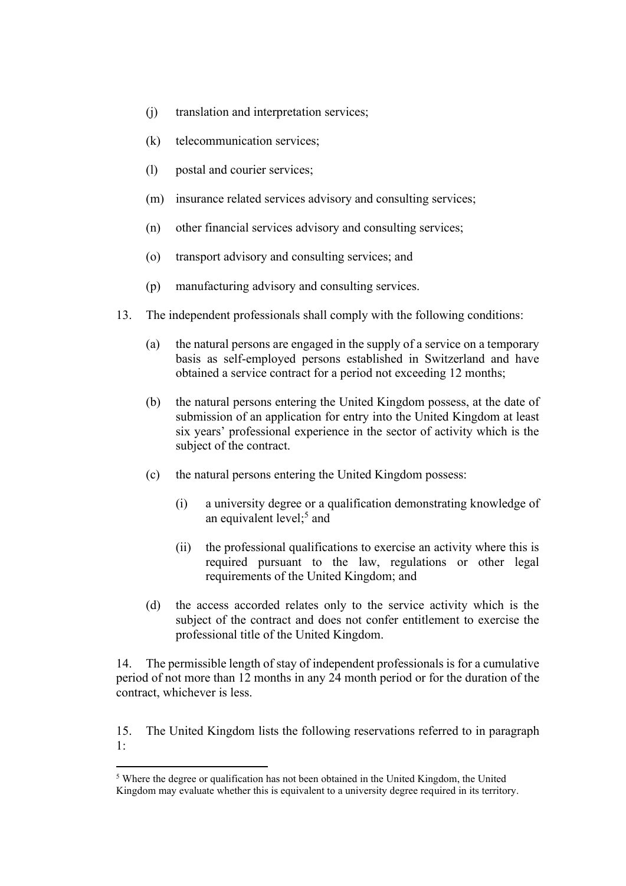(j) translation and interpretation services;

(k) telecommunication services;

(l) postal and courier services;

(m) insurance related services advisory and consulting services;

(n) other financial services advisory and consulting services;

(o) transport advisory and consulting services; and

(p) manufacturing advisory and consulting services.

13. The independent professionals shall comply with the following conditions:

(a) the natural persons are engaged in the supply of a service on a temporary basis as self-employed persons established in Switzerland and have obtained a service contract for a period not exceeding 12 months;

(b) the natural persons entering the United Kingdom possess, at the date of submission of an application for entry into the United Kingdom at least six years' professional experience in the sector of activity which is the subject of the contract.

(c) the natural persons entering the United Kingdom possess:

(i) a university degree or a qualification demonstrating knowledge of an equivalent level;[5] and

(ii) the professional qualifications to exercise an activity where this is required pursuant to the law, regulations or other legal requirements of the United Kingdom; and

(d) the access accorded relates only to the service activity which is the subject of the contract and does not confer entitlement to exercise the professional title of the United Kingdom.

14. The permissible length of stay of independent professionals is for a cumulative period of not more than 12 months in any 24 month period or for the duration of the contract, whichever is less.

15. The United Kingdom lists the following reservations referred to in paragraph 1:

---

[5] Where the degree or qualification has not been obtained in the United Kingdom, the United Kingdom may evaluate whether this is equivalent to a university degree required in its territory.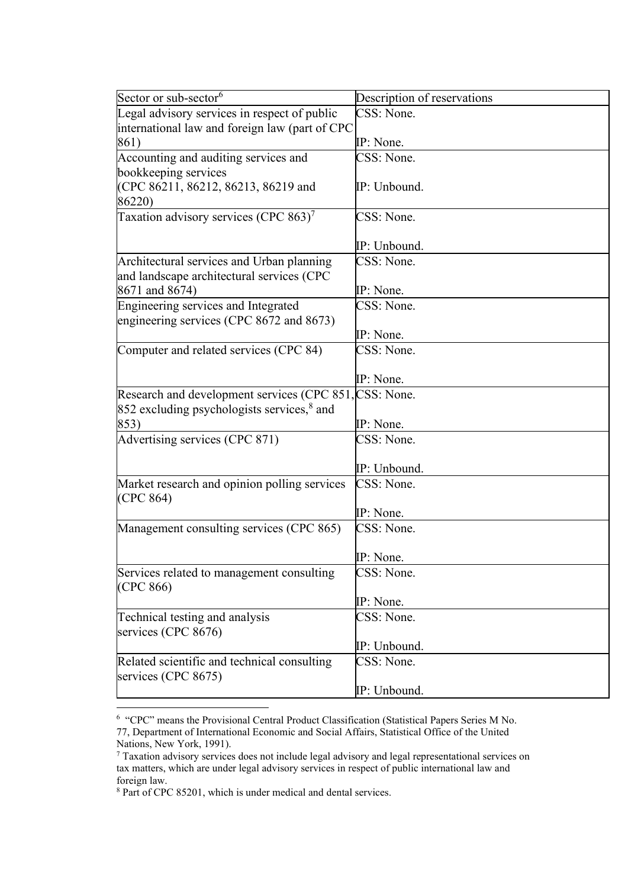| Sector or sub-sector[6] | Description of reservations |
| --- | --- |
| Legal advisory services in respect of public international law and foreign law (part of CPC 861) | CSS: None.<br><br>IP: None. |
| Accounting and auditing services and bookkeeping services (CPC 86211, 86212, 86213, 86219 and 86220) | CSS: None.<br><br>IP: Unbound. |
| Taxation advisory services (CPC 863)[7] | CSS: None.<br><br>IP: Unbound. |
| Architectural services and Urban planning and landscape architectural services (CPC 8671 and 8674) | CSS: None.<br><br>IP: None. |
| Engineering services and Integrated engineering services (CPC 8672 and 8673) | CSS: None.<br><br>IP: None. |
| Computer and related services (CPC 84) | CSS: None.<br><br>IP: None. |
| Research and development services (CPC 851, 852 excluding psychologists services,[8] and 853) | CSS: None.<br><br>IP: None. |
| Advertising services (CPC 871) | CSS: None.<br><br>IP: Unbound. |
| Market research and opinion polling services (CPC 864) | CSS: None.<br><br>IP: None. |
| Management consulting services (CPC 865) | CSS: None.<br><br>IP: None. |
| Services related to management consulting (CPC 866) | CSS: None.<br><br>IP: None. |
| Technical testing and analysis services (CPC 8676) | CSS: None.<br><br>IP: Unbound. |
| Related scientific and technical consulting services (CPC 8675) | CSS: None.<br><br>IP: Unbound. |

[6] "CPC" means the Provisional Central Product Classification (Statistical Papers Series M No. 77, Department of International Economic and Social Affairs, Statistical Office of the United Nations, New York, 1991).

[7] Taxation advisory services does not include legal advisory and legal representational services on tax matters, which are under legal advisory services in respect of public international law and foreign law.

[8] Part of CPC 85201, which is under medical and dental services.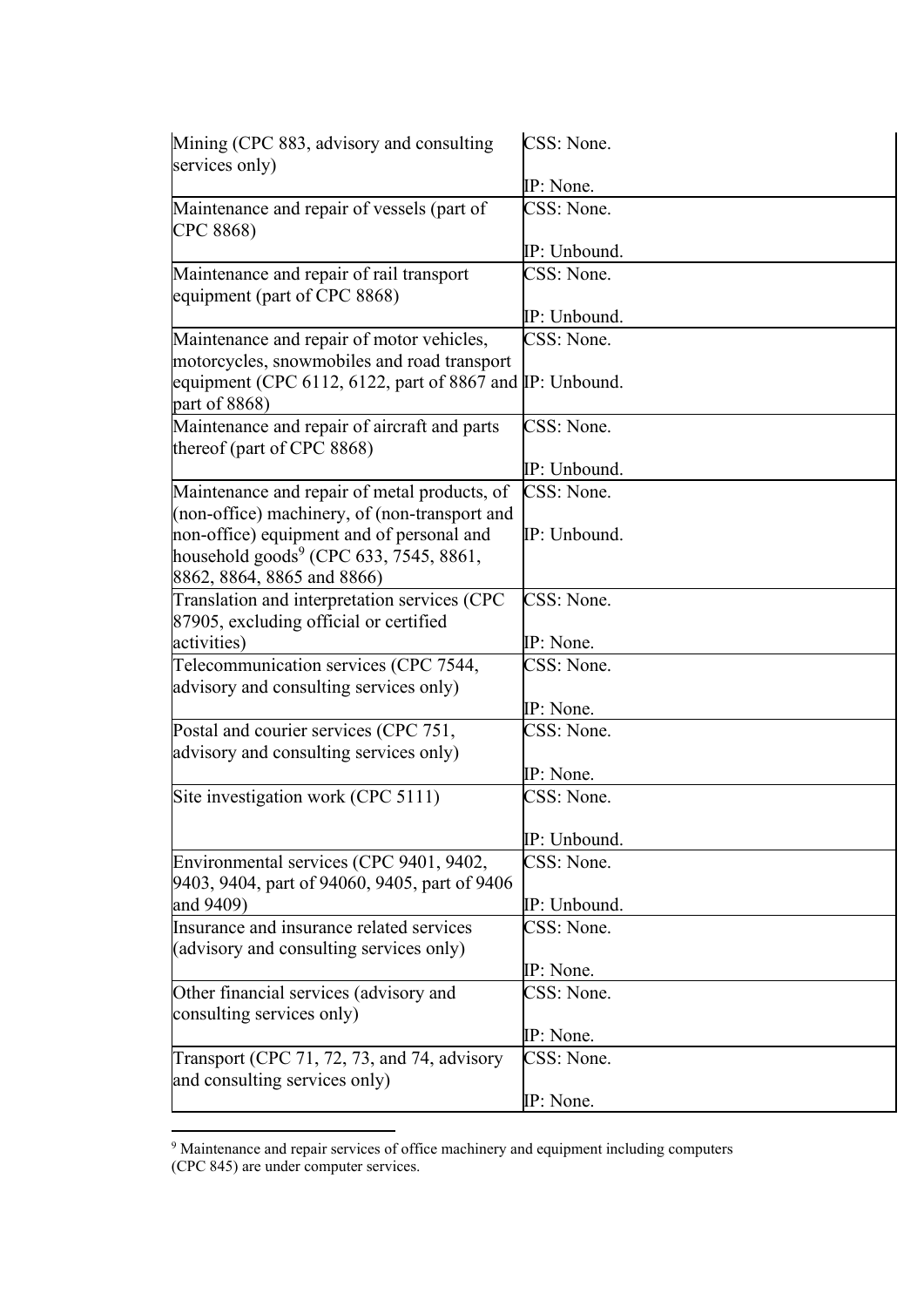| | |
|---|---|
| Mining (CPC 883, advisory and consulting services only) | CSS: None.<br><br>IP: None. |
| Maintenance and repair of vessels (part of CPC 8868) | CSS: None.<br><br>IP: Unbound. |
| Maintenance and repair of rail transport equipment (part of CPC 8868) | CSS: None.<br><br>IP: Unbound. |
| Maintenance and repair of motor vehicles, motorcycles, snowmobiles and road transport equipment (CPC 6112, 6122, part of 8867 and part of 8868) | CSS: None.<br><br>IP: Unbound. |
| Maintenance and repair of aircraft and parts thereof (part of CPC 8868) | CSS: None.<br><br>IP: Unbound. |
| Maintenance and repair of metal products, of (non-office) machinery, of (non-transport and non-office) equipment and of personal and household goods[9] (CPC 633, 7545, 8861, 8862, 8864, 8865 and 8866) | CSS: None.<br><br>IP: Unbound. |
| Translation and interpretation services (CPC 87905, excluding official or certified activities) | CSS: None.<br><br>IP: None. |
| Telecommunication services (CPC 7544, advisory and consulting services only) | CSS: None.<br><br>IP: None. |
| Postal and courier services (CPC 751, advisory and consulting services only) | CSS: None.<br><br>IP: None. |
| Site investigation work (CPC 5111) | CSS: None.<br><br>IP: Unbound. |
| Environmental services (CPC 9401, 9402, 9403, 9404, part of 94060, 9405, part of 9406 and 9409) | CSS: None.<br><br>IP: Unbound. |
| Insurance and insurance related services (advisory and consulting services only) | CSS: None.<br><br>IP: None. |
| Other financial services (advisory and consulting services only) | CSS: None.<br><br>IP: None. |
| Transport (CPC 71, 72, 73, and 74, advisory and consulting services only) | CSS: None.<br><br>IP: None. |

[9] Maintenance and repair services of office machinery and equipment including computers (CPC 845) are under computer services.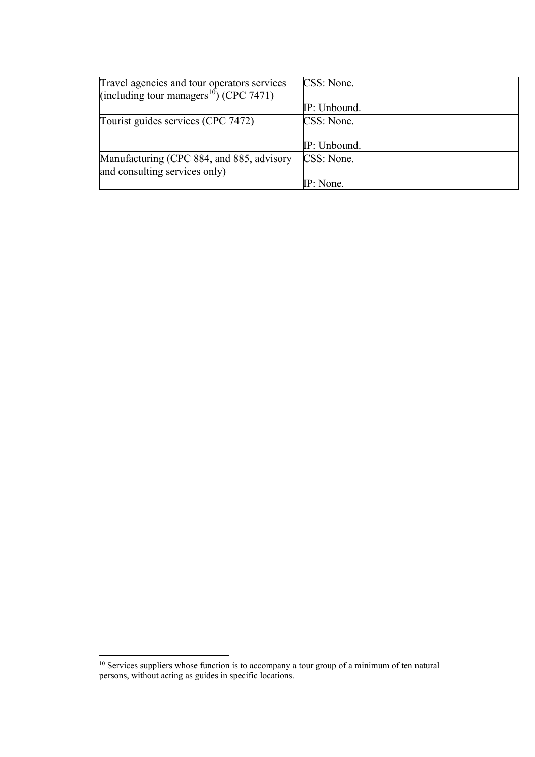| | |
|---|---|
| Travel agencies and tour operators services (including tour managers[10]) (CPC 7471) | CSS: None.<br><br>IP: Unbound. |
| Tourist guides services (CPC 7472) | CSS: None.<br><br>IP: Unbound. |
| Manufacturing (CPC 884, and 885, advisory and consulting services only) | CSS: None.<br><br>IP: None. |

[10] Services suppliers whose function is to accompany a tour group of a minimum of ten natural persons, without acting as guides in specific locations.